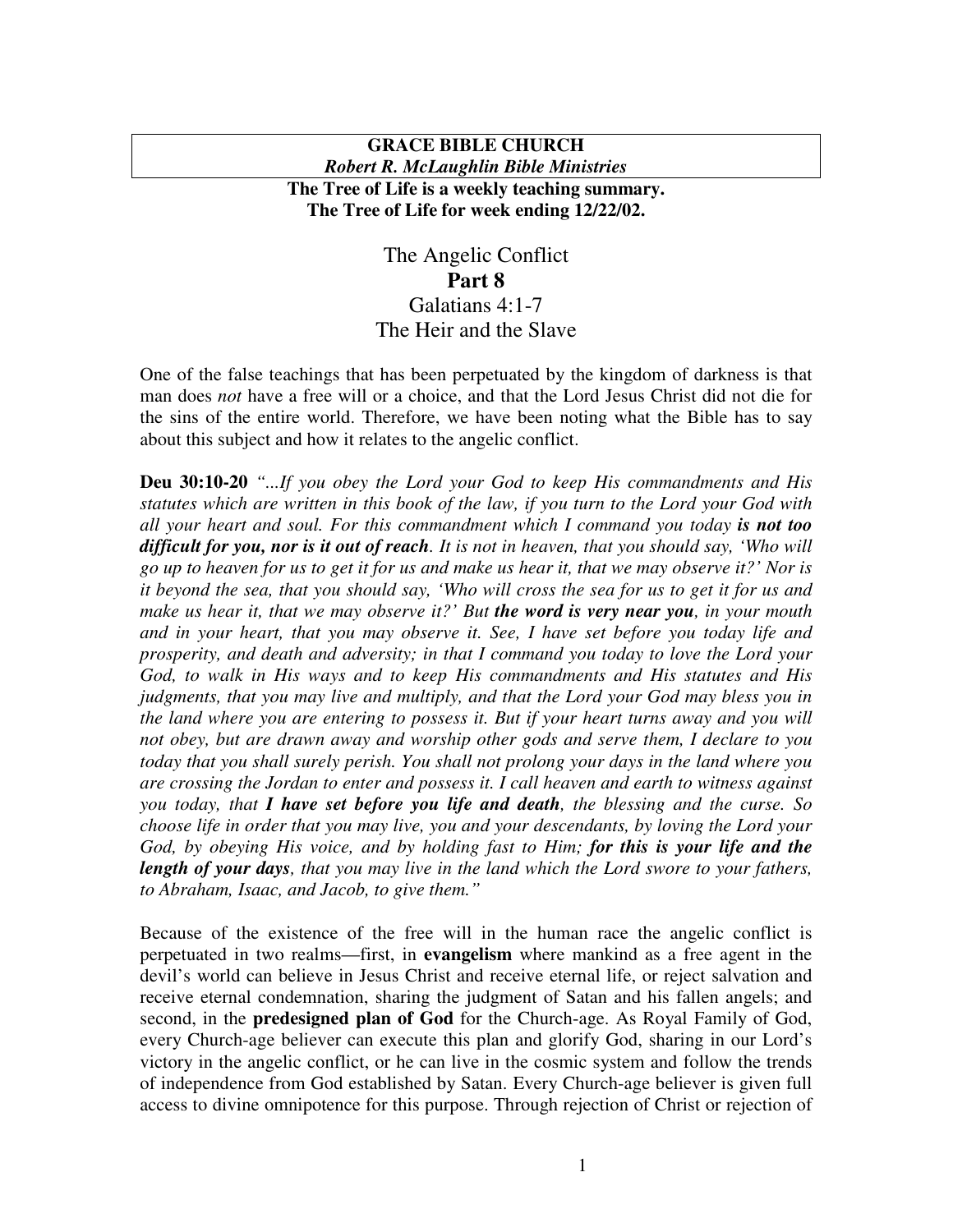**GRACE BIBLE CHURCH**
***Robert R. McLaughlin Bible Ministries***

**The Tree of Life is a weekly teaching summary.**
**The Tree of Life for week ending 12/22/02.**

# The Angelic Conflict
## Part 8
### Galatians 4:1-7
### The Heir and the Slave

One of the false teachings that has been perpetuated by the kingdom of darkness is that man does *not* have a free will or a choice, and that the Lord Jesus Christ did not die for the sins of the entire world. Therefore, we have been noting what the Bible has to say about this subject and how it relates to the angelic conflict.

**Deu 30:10-20** *"...If you obey the Lord your God to keep His commandments and His statutes which are written in this book of the law, if you turn to the Lord your God with all your heart and soul. For this commandment which I command you today* ***is not too difficult for you, nor is it out of reach****. It is not in heaven, that you should say, 'Who will go up to heaven for us to get it for us and make us hear it, that we may observe it?' Nor is it beyond the sea, that you should say, 'Who will cross the sea for us to get it for us and make us hear it, that we may observe it?' But* ***the word is very near you****, in your mouth and in your heart, that you may observe it. See, I have set before you today life and prosperity, and death and adversity; in that I command you today to love the Lord your God, to walk in His ways and to keep His commandments and His statutes and His judgments, that you may live and multiply, and that the Lord your God may bless you in the land where you are entering to possess it. But if your heart turns away and you will not obey, but are drawn away and worship other gods and serve them, I declare to you today that you shall surely perish. You shall not prolong your days in the land where you are crossing the Jordan to enter and possess it. I call heaven and earth to witness against you today, that* ***I have set before you life and death****, the blessing and the curse. So choose life in order that you may live, you and your descendants, by loving the Lord your God, by obeying His voice, and by holding fast to Him;* ***for this is your life and the length of your days****, that you may live in the land which the Lord swore to your fathers, to Abraham, Isaac, and Jacob, to give them."*

Because of the existence of the free will in the human race the angelic conflict is perpetuated in two realms—first, in **evangelism** where mankind as a free agent in the devil's world can believe in Jesus Christ and receive eternal life, or reject salvation and receive eternal condemnation, sharing the judgment of Satan and his fallen angels; and second, in the **predesigned plan of God** for the Church-age. As Royal Family of God, every Church-age believer can execute this plan and glorify God, sharing in our Lord's victory in the angelic conflict, or he can live in the cosmic system and follow the trends of independence from God established by Satan. Every Church-age believer is given full access to divine omnipotence for this purpose. Through rejection of Christ or rejection of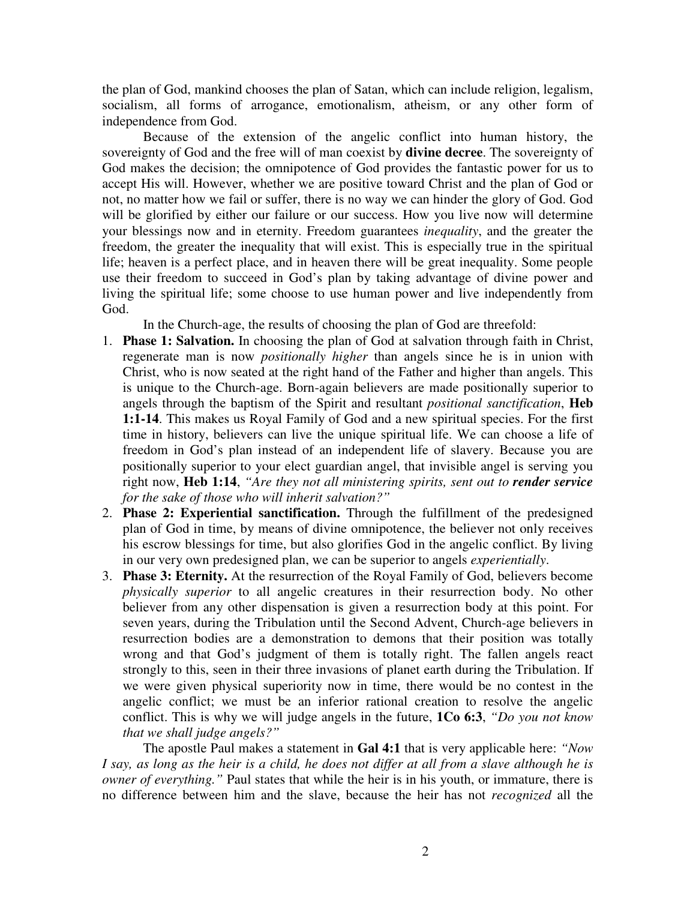the plan of God, mankind chooses the plan of Satan, which can include religion, legalism, socialism, all forms of arrogance, emotionalism, atheism, or any other form of independence from God.

Because of the extension of the angelic conflict into human history, the sovereignty of God and the free will of man coexist by **divine decree**. The sovereignty of God makes the decision; the omnipotence of God provides the fantastic power for us to accept His will. However, whether we are positive toward Christ and the plan of God or not, no matter how we fail or suffer, there is no way we can hinder the glory of God. God will be glorified by either our failure or our success. How you live now will determine your blessings now and in eternity. Freedom guarantees *inequality*, and the greater the freedom, the greater the inequality that will exist. This is especially true in the spiritual life; heaven is a perfect place, and in heaven there will be great inequality. Some people use their freedom to succeed in God's plan by taking advantage of divine power and living the spiritual life; some choose to use human power and live independently from God.

In the Church-age, the results of choosing the plan of God are threefold:

1. **Phase 1: Salvation.** In choosing the plan of God at salvation through faith in Christ, regenerate man is now *positionally higher* than angels since he is in union with Christ, who is now seated at the right hand of the Father and higher than angels. This is unique to the Church-age. Born-again believers are made positionally superior to angels through the baptism of the Spirit and resultant *positional sanctification*, **Heb 1:1-14**. This makes us Royal Family of God and a new spiritual species. For the first time in history, believers can live the unique spiritual life. We can choose a life of freedom in God's plan instead of an independent life of slavery. Because you are positionally superior to your elect guardian angel, that invisible angel is serving you right now, **Heb 1:14**, *"Are they not all ministering spirits, sent out to* ***render service*** *for the sake of those who will inherit salvation?"*
2. **Phase 2: Experiential sanctification.** Through the fulfillment of the predesigned plan of God in time, by means of divine omnipotence, the believer not only receives his escrow blessings for time, but also glorifies God in the angelic conflict. By living in our very own predesigned plan, we can be superior to angels *experientially*.
3. **Phase 3: Eternity.** At the resurrection of the Royal Family of God, believers become *physically superior* to all angelic creatures in their resurrection body. No other believer from any other dispensation is given a resurrection body at this point. For seven years, during the Tribulation until the Second Advent, Church-age believers in resurrection bodies are a demonstration to demons that their position was totally wrong and that God's judgment of them is totally right. The fallen angels react strongly to this, seen in their three invasions of planet earth during the Tribulation. If we were given physical superiority now in time, there would be no contest in the angelic conflict; we must be an inferior rational creation to resolve the angelic conflict. This is why we will judge angels in the future, **1Co 6:3**, *"Do you not know that we shall judge angels?"*

The apostle Paul makes a statement in **Gal 4:1** that is very applicable here: *"Now I say, as long as the heir is a child, he does not differ at all from a slave although he is owner of everything."* Paul states that while the heir is in his youth, or immature, there is no difference between him and the slave, because the heir has not *recognized* all the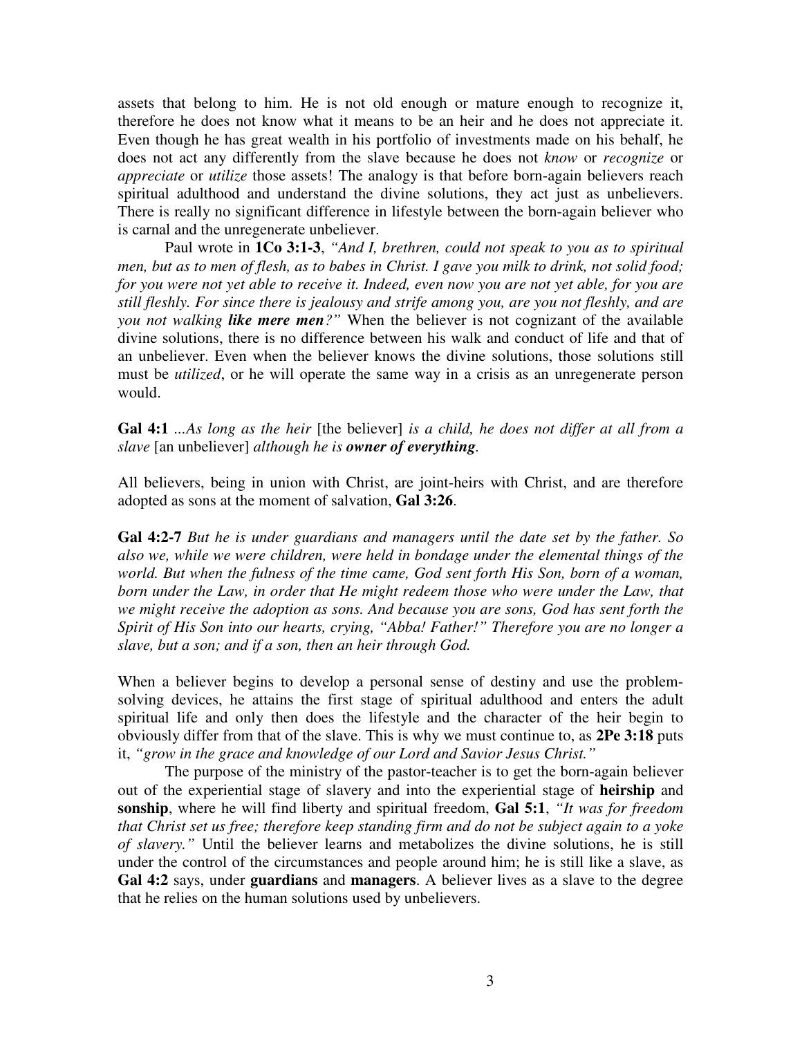assets that belong to him. He is not old enough or mature enough to recognize it, therefore he does not know what it means to be an heir and he does not appreciate it. Even though he has great wealth in his portfolio of investments made on his behalf, he does not act any differently from the slave because he does not *know* or *recognize* or *appreciate* or *utilize* those assets! The analogy is that before born-again believers reach spiritual adulthood and understand the divine solutions, they act just as unbelievers. There is really no significant difference in lifestyle between the born-again believer who is carnal and the unregenerate unbeliever.

Paul wrote in **1Co 3:1-3**, *"And I, brethren, could not speak to you as to spiritual men, but as to men of flesh, as to babes in Christ. I gave you milk to drink, not solid food; for you were not yet able to receive it. Indeed, even now you are not yet able, for you are still fleshly. For since there is jealousy and strife among you, are you not fleshly, and are you not walking **like mere men**?"* When the believer is not cognizant of the available divine solutions, there is no difference between his walk and conduct of life and that of an unbeliever. Even when the believer knows the divine solutions, those solutions still must be *utilized*, or he will operate the same way in a crisis as an unregenerate person would.

**Gal 4:1** *...As long as the heir* [the believer] *is a child, he does not differ at all from a slave* [an unbeliever] *although he is **owner of everything**.*

All believers, being in union with Christ, are joint-heirs with Christ, and are therefore adopted as sons at the moment of salvation, **Gal 3:26**.

**Gal 4:2-7** *But he is under guardians and managers until the date set by the father. So also we, while we were children, were held in bondage under the elemental things of the world. But when the fulness of the time came, God sent forth His Son, born of a woman, born under the Law, in order that He might redeem those who were under the Law, that we might receive the adoption as sons. And because you are sons, God has sent forth the Spirit of His Son into our hearts, crying, "Abba! Father!" Therefore you are no longer a slave, but a son; and if a son, then an heir through God.*

When a believer begins to develop a personal sense of destiny and use the problem-solving devices, he attains the first stage of spiritual adulthood and enters the adult spiritual life and only then does the lifestyle and the character of the heir begin to obviously differ from that of the slave. This is why we must continue to, as **2Pe 3:18** puts it, *"grow in the grace and knowledge of our Lord and Savior Jesus Christ."*

The purpose of the ministry of the pastor-teacher is to get the born-again believer out of the experiential stage of slavery and into the experiential stage of **heirship** and **sonship**, where he will find liberty and spiritual freedom, **Gal 5:1**, *"It was for freedom that Christ set us free; therefore keep standing firm and do not be subject again to a yoke of slavery."* Until the believer learns and metabolizes the divine solutions, he is still under the control of the circumstances and people around him; he is still like a slave, as **Gal 4:2** says, under **guardians** and **managers**. A believer lives as a slave to the degree that he relies on the human solutions used by unbelievers.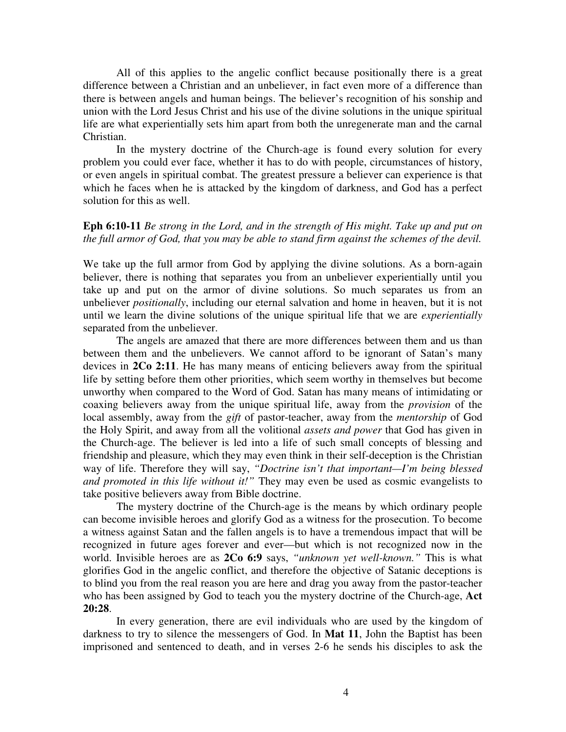All of this applies to the angelic conflict because positionally there is a great difference between a Christian and an unbeliever, in fact even more of a difference than there is between angels and human beings. The believer's recognition of his sonship and union with the Lord Jesus Christ and his use of the divine solutions in the unique spiritual life are what experientially sets him apart from both the unregenerate man and the carnal Christian.

In the mystery doctrine of the Church-age is found every solution for every problem you could ever face, whether it has to do with people, circumstances of history, or even angels in spiritual combat. The greatest pressure a believer can experience is that which he faces when he is attacked by the kingdom of darkness, and God has a perfect solution for this as well.

**Eph 6:10-11** *Be strong in the Lord, and in the strength of His might. Take up and put on the full armor of God, that you may be able to stand firm against the schemes of the devil.*

We take up the full armor from God by applying the divine solutions. As a born-again believer, there is nothing that separates you from an unbeliever experientially until you take up and put on the armor of divine solutions. So much separates us from an unbeliever *positionally*, including our eternal salvation and home in heaven, but it is not until we learn the divine solutions of the unique spiritual life that we are *experientially* separated from the unbeliever.

The angels are amazed that there are more differences between them and us than between them and the unbelievers. We cannot afford to be ignorant of Satan's many devices in **2Co 2:11**. He has many means of enticing believers away from the spiritual life by setting before them other priorities, which seem worthy in themselves but become unworthy when compared to the Word of God. Satan has many means of intimidating or coaxing believers away from the unique spiritual life, away from the *provision* of the local assembly, away from the *gift* of pastor-teacher, away from the *mentorship* of God the Holy Spirit, and away from all the volitional *assets and power* that God has given in the Church-age. The believer is led into a life of such small concepts of blessing and friendship and pleasure, which they may even think in their self-deception is the Christian way of life. Therefore they will say, *"Doctrine isn't that important—I'm being blessed and promoted in this life without it!"* They may even be used as cosmic evangelists to take positive believers away from Bible doctrine.

The mystery doctrine of the Church-age is the means by which ordinary people can become invisible heroes and glorify God as a witness for the prosecution. To become a witness against Satan and the fallen angels is to have a tremendous impact that will be recognized in future ages forever and ever—but which is not recognized now in the world. Invisible heroes are as **2Co 6:9** says, *"unknown yet well-known."* This is what glorifies God in the angelic conflict, and therefore the objective of Satanic deceptions is to blind you from the real reason you are here and drag you away from the pastor-teacher who has been assigned by God to teach you the mystery doctrine of the Church-age, **Act 20:28**.

In every generation, there are evil individuals who are used by the kingdom of darkness to try to silence the messengers of God. In **Mat 11**, John the Baptist has been imprisoned and sentenced to death, and in verses 2-6 he sends his disciples to ask the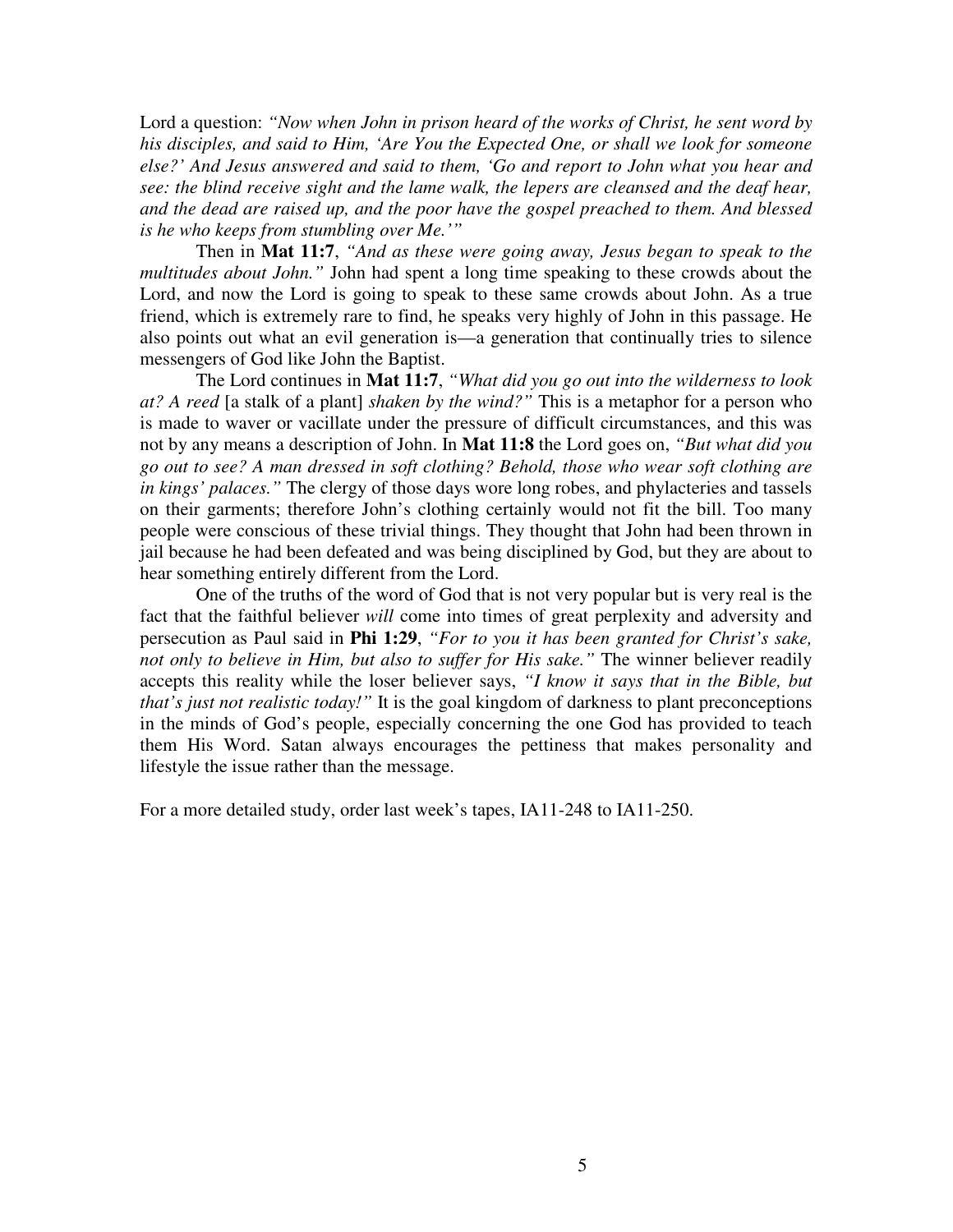Lord a question: *"Now when John in prison heard of the works of Christ, he sent word by his disciples, and said to Him, 'Are You the Expected One, or shall we look for someone else?' And Jesus answered and said to them, 'Go and report to John what you hear and see: the blind receive sight and the lame walk, the lepers are cleansed and the deaf hear, and the dead are raised up, and the poor have the gospel preached to them. And blessed is he who keeps from stumbling over Me.'"*

Then in **Mat 11:7**, *"And as these were going away, Jesus began to speak to the multitudes about John."* John had spent a long time speaking to these crowds about the Lord, and now the Lord is going to speak to these same crowds about John. As a true friend, which is extremely rare to find, he speaks very highly of John in this passage. He also points out what an evil generation is—a generation that continually tries to silence messengers of God like John the Baptist.

The Lord continues in **Mat 11:7**, *"What did you go out into the wilderness to look at? A reed* [a stalk of a plant] *shaken by the wind?"* This is a metaphor for a person who is made to waver or vacillate under the pressure of difficult circumstances, and this was not by any means a description of John. In **Mat 11:8** the Lord goes on, *"But what did you go out to see? A man dressed in soft clothing? Behold, those who wear soft clothing are in kings' palaces."* The clergy of those days wore long robes, and phylacteries and tassels on their garments; therefore John's clothing certainly would not fit the bill. Too many people were conscious of these trivial things. They thought that John had been thrown in jail because he had been defeated and was being disciplined by God, but they are about to hear something entirely different from the Lord.

One of the truths of the word of God that is not very popular but is very real is the fact that the faithful believer *will* come into times of great perplexity and adversity and persecution as Paul said in **Phi 1:29**, *"For to you it has been granted for Christ's sake, not only to believe in Him, but also to suffer for His sake."* The winner believer readily accepts this reality while the loser believer says, *"I know it says that in the Bible, but that's just not realistic today!"* It is the goal kingdom of darkness to plant preconceptions in the minds of God's people, especially concerning the one God has provided to teach them His Word. Satan always encourages the pettiness that makes personality and lifestyle the issue rather than the message.

For a more detailed study, order last week's tapes, IA11-248 to IA11-250.